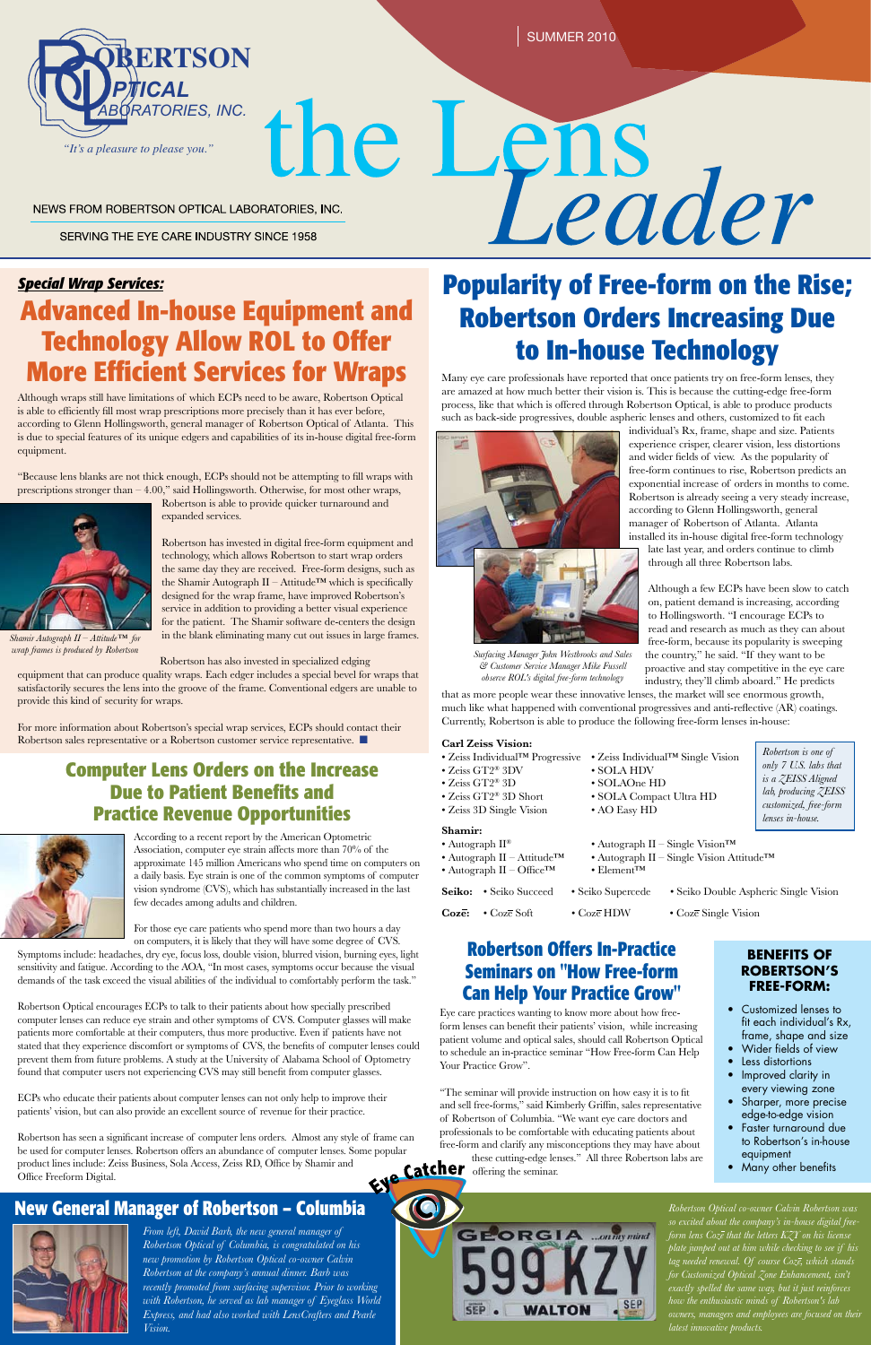# the Lens Leader

SUMMER 2010

ROBERTSON OPTICAL LABORATORIES, INC.

*"It's a pleasure to please you."*

NEWS FROM ROBERTSON OPTICAL LABORATORIES, INC.

SERVING THE EYE CARE INDUSTRY SINCE 1958

***Special Wrap Services:***

## Advanced In-house Equipment and Technology Allow ROL to Offer More Efficient Services for Wraps

Although wraps still have limitations of which ECPs need to be aware, Robertson Optical is able to efficiently fill most wrap prescriptions more precisely than it has ever before, according to Glenn Hollingsworth, general manager of Robertson Optical of Atlanta. This is due to special features of its unique edgers and capabilities of its in-house digital free-form equipment.

"Because lens blanks are not thick enough, ECPs should not be attempting to fill wraps with prescriptions stronger than – 4.00," said Hollingsworth. Otherwise, for most other wraps, Robertson is able to provide quicker turnaround and expanded services.

Robertson has invested in digital free-form equipment and technology, which allows Robertson to start wrap orders the same day they are received. Free-form designs, such as the Shamir Autograph II – Attitude™ which is specifically designed for the wrap frame, have improved Robertson's service in addition to providing a better visual experience for the patient. The Shamir software de-centers the design in the blank eliminating many cut out issues in large frames.

*Shamir Autograph II – Attitude™ for wrap frames is produced by Robertson*

Robertson has also invested in specialized edging equipment that can produce quality wraps. Each edger includes a special bevel for wraps that satisfactorily secures the lens into the groove of the frame. Conventional edgers are unable to provide this kind of security for wraps.

For more information about Robertson's special wrap services, ECPs should contact their Robertson sales representative or a Robertson customer service representative. ■

## Computer Lens Orders on the Increase Due to Patient Benefits and Practice Revenue Opportunities

According to a recent report by the American Optometric Association, computer eye strain affects more than 70% of the approximate 145 million Americans who spend time on computers on a daily basis. Eye strain is one of the common symptoms of computer vision syndrome (CVS), which has substantially increased in the last few decades among adults and children.

For those eye care patients who spend more than two hours a day on computers, it is likely that they will have some degree of CVS. Symptoms include: headaches, dry eye, focus loss, double vision, blurred vision, burning eyes, light sensitivity and fatigue. According to the AOA, "In most cases, symptoms occur because the visual demands of the task exceed the visual abilities of the individual to comfortably perform the task."

Robertson Optical encourages ECPs to talk to their patients about how specially prescribed computer lenses can reduce eye strain and other symptoms of CVS. Computer glasses will make patients more comfortable at their computers, thus more productive. Even if patients have not stated that they experience discomfort or symptoms of CVS, the benefits of computer lenses could prevent them from future problems. A study at the University of Alabama School of Optometry found that computer users not experiencing CVS may still benefit from computer glasses.

ECPs who educate their patients about computer lenses can not only help to improve their patients' vision, but can also provide an excellent source of revenue for their practice.

Robertson has seen a significant increase of computer lens orders. Almost any style of frame can be used for computer lenses. Robertson offers an abundance of computer lenses. Some popular product lines include: Zeiss Business, Sola Access, Zeiss RD, Office by Shamir and Office Freeform Digital.

## New General Manager of Robertson – Columbia

*From left, David Barb, the new general manager of Robertson Optical of Columbia, is congratulated on his new promotion by Robertson Optical co-owner Calvin Robertson at the company's annual dinner. Barb was recently promoted from surfacing supervisor. Prior to working with Robertson, he served as lab manager of Eyeglass World Express, and had also worked with LensCrafters and Pearle Vision.*

## Popularity of Free-form on the Rise; Robertson Orders Increasing Due to In-house Technology

Many eye care professionals have reported that once patients try on free-form lenses, they are amazed at how much better their vision is. This is because the cutting-edge free-form process, like that which is offered through Robertson Optical, is able to produce products such as back-side progressives, double aspheric lenses and others, customized to fit each individual's Rx, frame, shape and size. Patients experience crisper, clearer vision, less distortions and wider fields of view. As the popularity of free-form continues to rise, Robertson predicts an exponential increase of orders in months to come. Robertson is already seeing a very steady increase, according to Glenn Hollingsworth, general manager of Robertson of Atlanta. Atlanta installed its in-house digital free-form technology late last year, and orders continue to climb through all three Robertson labs.

*Surfacing Manager John Westbrooks and Sales & Customer Service Manager Mike Fussell observe ROL's digital free-form technology*

Although a few ECPs have been slow to catch on, patient demand is increasing, according to Hollingsworth. "I encourage ECPs to read and research as much as they can about free-form, because its popularity is sweeping the country," he said. "If they want to be proactive and stay competitive in the eye care industry, they'll climb aboard." He predicts that as more people wear these innovative lenses, the market will see enormous growth, much like what happened with conventional progressives and anti-reflective (AR) coatings. Currently, Robertson is able to produce the following free-form lenses in-house:

**Carl Zeiss Vision:**
- Zeiss Individual™ Progressive
- Zeiss GT2® 3DV
- Zeiss GT2® 3D
- Zeiss GT2® 3D Short
- Zeiss 3D Single Vision
- Zeiss Individual™ Single Vision
- SOLA HDV
- SOLAOne HD
- SOLA Compact Ultra HD
- AO Easy HD

*Robertson is one of only 7 U.S. labs that is a ZEISS Aligned lab, producing ZEISS customized, free-form lenses in-house.*

**Shamir:**
- Autograph II®
- Autograph II – Attitude™
- Autograph II – Office™
- Autograph II – Single Vision™
- Autograph II – Single Vision Attitude™
- Element™

**Seiko:**
- Seiko Succeed
- Seiko Supercede
- Seiko Double Aspheric Single Vision

**Cozē:**
- Cozē Soft
- Cozē HDW
- Cozē Single Vision

## Robertson Offers In-Practice Seminars on "How Free-form Can Help Your Practice Grow"

Eye care practices wanting to know more about how free-form lenses can benefit their patients' vision, while increasing patient volume and optical sales, should call Robertson Optical to schedule an in-practice seminar "How Free-form Can Help Your Practice Grow".

"The seminar will provide instruction on how easy it is to fit and sell free-forms," said Kimberly Griffin, sales representative of Robertson of Columbia. "We want eye care doctors and professionals to be comfortable with educating patients about free-form and clarify any misconceptions they may have about these cutting-edge lenses." All three Robertson labs are offering the seminar.

### BENEFITS OF ROBERTSON'S FREE-FORM:

- Customized lenses to fit each individual's Rx, frame, shape and size
- Wider fields of view
- Less distortions
- Improved clarity in every viewing zone
- Sharper, more precise edge-to-edge vision
- Faster turnaround due to Robertson's in-house equipment
- Many other benefits

## Eye Catcher

GEORGIA ...on my mind
599 KZY
SEP WALTON SEP

*Robertson Optical co-owner Calvin Robertson was so excited about the company's in-house digital free-form lens Cozē that the letters KZY on his license plate jumped out at him while checking to see if his tag needed renewal. Of course Cozē, which stands for Customized Optical Zone Enhancement, isn't exactly spelled the same way, but it just reinforces how the enthusiastic minds of Robertson's lab owners, managers and employees are focused on their latest innovative products.*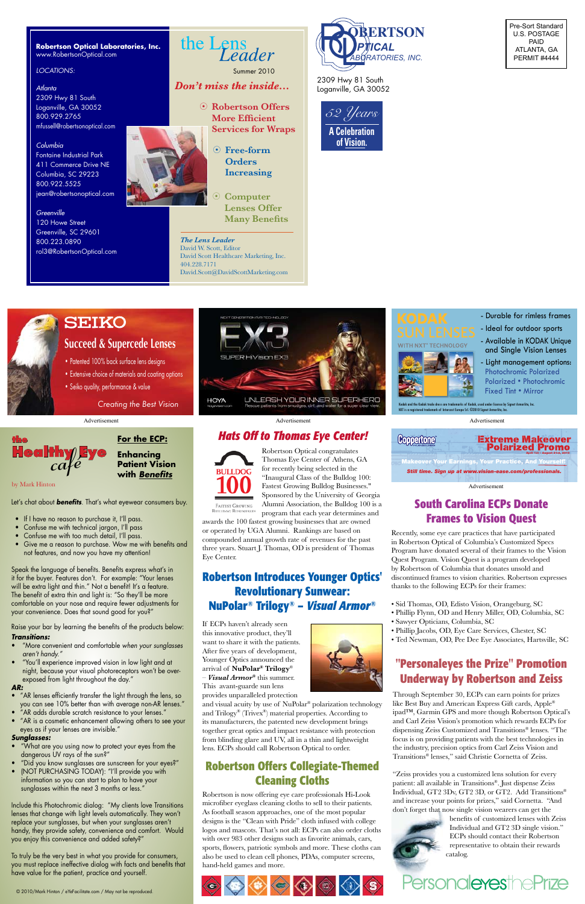**Robertson Optical Laboratories, Inc.**
www.RobertsonOptical.com

*LOCATIONS:*

*Atlanta*
2309 Hwy 81 South
Loganville, GA 30052
800.929.2765
mfussell@robertsonoptical.com

*Columbia*
Fontaine Industrial Park
411 Commerce Drive NE
Columbia, SC 29223
800.922.5525
jean@robertsonoptical.com

*Greenville*
120 Howe Street
Greenville, SC 29601
800.223.0890
rol3@RobertsonOptical.com

# the Lens Leader

Summer 2010

## *Don't miss the inside...*

- Robertson Offers More Efficient Services for Wraps
- Free-form Orders Increasing
- Computer Lenses Offer Many Benefits

*The Lens Leader*
David W. Scott, Editor
David Scott Healthcare Marketing, Inc.
404.228.7171
David.Scott@DavidScottMarketing.com

ROBERTSON OPTICAL LABORATORIES, INC.

2309 Hwy 81 South
Loganville, GA 30052

52 Years
A Celebration of Vision.

Pre-Sort Standard
U.S. POSTAGE
PAID
ATLANTA, GA
PERMIT #4444

SEIKO
Succeed & Supercede Lenses
- Patented 100% back surface lens designs
- Extensive choice of materials and coating options
- Seiko quality, performance & value

Creating the Best Vision

Advertisement

NEXT GENERATION AR TECHNOLOGY
EX3
SUPER HIVISION EX3
HOYA
UNLEASH YOUR INNER SUPERHERO
Rescue patients from smudges, dirt and water for a super clear view.

Advertisement

KODAK SUN LENSES
WITH NXT® TECHNOLOGY
- Durable for rimless frames
- Ideal for outdoor sports
- Available in KODAK Unique and Single Vision Lenses
- Light management options: Photochromic Polarized, Polarized • Photochromic, Fixed Tint • Mirror

Kodak and the Kodak trade dress are trademarks of Kodak, used under license by Signet Armorlite, Inc. NXT is a registered trademark of Intercast Europe Srl. ©2010 Signet Armorlite, Inc.

Advertisement

## the Healthy Eye cafe

by Mark Hinton

### For the ECP: Enhancing Patient Vision with *Benefits*

Let's chat about ***benefits***. That's what eyewear consumers buy.

- If I have no reason to purchase it, I'll pass.
- Confuse me with technical jargon, I'll pass
- Confuse me with too much detail, I'll pass.
- Give me a reason to purchase. Wow me with benefits and not features, and now you have my attention!

Speak the language of benefits. Benefits express what's in it for the buyer. Features don't. For example: "Your lenses will be extra light and thin." Not a benefit! It's a feature. The benefit of extra thin and light is: "So they'll be more comfortable on your nose and require fewer adjustments for your convenience. Does that sound good for you?"

Raise your bar by learning the benefits of the products below:

***Transitions:***
- "More convenient and comfortable *when your sunglasses aren't handy."*
- "You'll experience improved vision in low light and at night, because your visual photoreceptors won't be over-exposed from light throughout the day."

***AR:***
- "AR lenses efficiently transfer the light through the lens, so you can see 10% better than with average non-AR lenses."
- "AR adds durable scratch resistance to your lenses."
- "AR is a cosmetic enhancement allowing others to see your eyes as if your lenses are invisible."

***Sunglasses:***
- "What are you using now to protect your eyes from the dangerous UV rays of the sun?"
- "Did you know sunglasses are sunscreen for your eyes?"
- (NOT PURCHASING TODAY): "I'll provide you with information so you can start to plan to have your sunglasses within the next 3 months or less."

Include this Photochromic dialog: "My clients love Transitions lenses that change with light levels automatically. They won't replace your sunglasses, but when your sunglasses aren't handy, they provide safety, convenience and comfort. Would you enjoy this convenience and added safety?"

To truly be the very best in what you provide for consumers, you must replace ineffective dialog with facts and benefits that have value for the patient, practice and yourself.

© 2010/Mark Hinton / eYeFacilitate.com / May not be reproduced.

## *Hats Off to Thomas Eye Center!*

BULLDOG 100 — Fastest Growing Bulldog Businesses

Robertson Optical congratulates Thomas Eye Center of Athens, GA for recently being selected in the "Inaugural Class of the Bulldog 100: Fastest Growing Bulldog Businesses." Sponsored by the University of Georgia Alumni Association, the Bulldog 100 is a program that each year determines and awards the 100 fastest growing businesses that are owned or operated by UGA Alumni. Rankings are based on compounded annual growth rate of revenues for the past three years. Stuart J. Thomas, OD is president of Thomas Eye Center.

## Robertson Introduces Younger Optics' Revolutionary Sunwear: NuPolar® Trilogy® – *Visual Armor®*

If ECPs haven't already seen this innovative product, they'll want to share it with the patients. After five years of development, Younger Optics announced the arrival of **NuPolar® Trilogy®** – ***Visual Armor®*** this summer. This avant-guarde sun lens provides unparalleled protection and visual acuity by use of NuPolar® polarization technology and Trilogy® (Trivex®) material properties. According to its manufacturers, the patented new development brings together great optics and impact resistance with protection from blinding glare and UV, all in a thin and lightweight lens. ECPs should call Robertson Optical to order.

## Robertson Offers Collegiate-Themed Cleaning Cloths

Robertson is now offering eye care professionals Hi-Look microfiber eyeglass cleaning cloths to sell to their patients. As football season approaches, one of the most popular designs is the "Clean with Pride" cloth infused with college logos and mascots. That's not all: ECPs can also order cloths with over 983 other designs such as favorite animals, cars, sports, flowers, patriotic symbols and more. These cloths can also be used to clean cell phones, PDAs, computer screens, hand-held games and more.

Coppertone
Extreme Makeover Polarized Promo
April 1st – August 31st, 2010
Makeover Your Earnings, Your Practice, And Yourself!
Still time. Sign up at www.vision-ease.com/professionals.

Advertisement

## South Carolina ECPs Donate Frames to Vision Quest

Recently, some eye care practices that have participated in Robertson Optical of Columbia's Customized Specs Program have donated several of their frames to the Vision Quest Program. Vision Quest is a program developed by Robertson of Columbia that donates unsold and discontinued frames to vision charities. Robertson expresses thanks to the following ECPs for their frames:

- Sid Thomas, OD, Edisto Vision, Orangeburg, SC
- Phillip Flynn, OD and Henry Miller, OD, Columbia, SC
- Sawyer Opticians, Columbia, SC
- Phillip Jacobs, OD, Eye Care Services, Chester, SC
- Ted Newman, OD, Pee Dee Eye Associates, Hartsville, SC

## "Personaleyes the Prize" Promotion Underway by Robertson and Zeiss

Through September 30, ECPs can earn points for prizes like Best Buy and American Express Gift cards, Apple® ipad™, Garmin GPS and more though Robertson Optical's and Carl Zeiss Vision's promotion which rewards ECPs for dispensing Zeiss Customized and Transitions® lenses. "The focus is on providing patients with the best technologies in the industry, precision optics from Carl Zeiss Vision and Transitions® lenses," said Christie Cornetta of Zeiss.

"Zeiss provides you a customized lens solution for every patient: all available in Transitions®. Just dispense Zeiss Individual, GT2 3Dv, GT2 3D, or GT2. Add Transitions® and increase your points for prizes," said Cornetta. "And don't forget that now single vision wearers can get the benefits of customized lenses with Zeiss Individual and GT2 3D single vision." ECPs should contact their Robertson representative to obtain their rewards catalog.

PersonaleyestheePrize